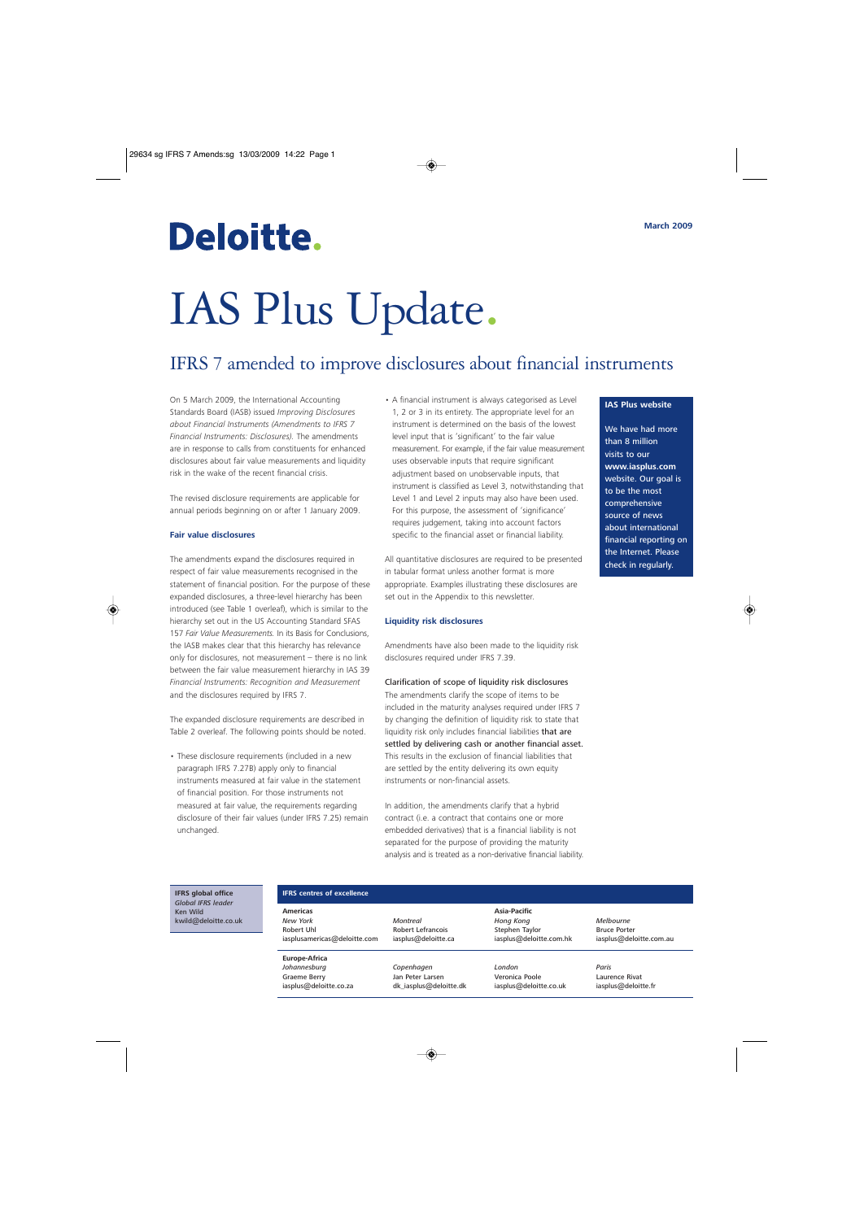# Deloitte.

March 2009

# IAS Plus Update.

## IFRS 7 amended to improve disclosures about financial instruments

On 5 March 2009, the International Accounting Standards Board (IASB) issued *Improving Disclosures about Financial Instruments (Amendments to IFRS 7 Financial Instruments: Disclosures).* The amendments are in response to calls from constituents for enhanced disclosures about fair value measurements and liquidity risk in the wake of the recent financial crisis.

The revised disclosure requirements are applicable for annual periods beginning on or after 1 January 2009.

### Fair value disclosures

The amendments expand the disclosures required in respect of fair value measurements recognised in the statement of financial position. For the purpose of these expanded disclosures, a three-level hierarchy has been introduced (see Table 1 overleaf), which is similar to the hierarchy set out in the US Accounting Standard SFAS 157 *Fair Value Measurements.* In its Basis for Conclusions, the IASB makes clear that this hierarchy has relevance only for disclosures, not measurement – there is no link between the fair value measurement hierarchy in IAS 39 *Financial Instruments: Recognition and Measurement* and the disclosures required by IFRS 7.

The expanded disclosure requirements are described in Table 2 overleaf. The following points should be noted.

- These disclosure requirements (included in a new paragraph IFRS 7.27B) apply only to financial instruments measured at fair value in the statement of financial position. For those instruments not measured at fair value, the requirements regarding disclosure of their fair values (under IFRS 7.25) remain unchanged.
- A financial instrument is always categorised as Level 1, 2 or 3 in its entirety. The appropriate level for an instrument is determined on the basis of the lowest level input that is 'significant' to the fair value measurement. For example, if the fair value measurement uses observable inputs that require significant adjustment based on unobservable inputs, that instrument is classified as Level 3, notwithstanding that Level 1 and Level 2 inputs may also have been used. For this purpose, the assessment of 'significance' requires judgement, taking into account factors specific to the financial asset or financial liability.

All quantitative disclosures are required to be presented in tabular format unless another format is more appropriate. Examples illustrating these disclosures are set out in the Appendix to this newsletter.

### Liquidity risk disclosures

Amendments have also been made to the liquidity risk disclosures required under IFRS 7.39.

**Clarification of scope of liquidity risk disclosures**

The amendments clarify the scope of items to be included in the maturity analyses required under IFRS 7 by changing the definition of liquidity risk to state that liquidity risk only includes financial liabilities that are settled by delivering cash or another financial asset. This results in the exclusion of financial liabilities that are settled by the entity delivering its own equity instruments or non-financial assets.

In addition, the amendments clarify that a hybrid contract (i.e. a contract that contains one or more embedded derivatives) that is a financial liability is not separated for the purpose of providing the maturity analysis and is treated as a non-derivative financial liability.

**IAS Plus website**

We have had more than 8 million visits to our **www.iasplus.com** website. Our goal is to be the most comprehensive source of news about international financial reporting on the Internet. Please check in regularly.

**IFRS global office**
*Global IFRS leader*
Ken Wild
kwild@deloitte.co.uk

**IFRS centres of excellence**

| **Americas** | | **Asia-Pacific** | |
|---|---|---|---|
| *New York* | *Montreal* | *Hong Kong* | *Melbourne* |
| Robert Uhl | Robert Lefrancois | Stephen Taylor | Bruce Porter |
| iasplusamericas@deloitte.com | iasplus@deloitte.ca | iasplus@deloitte.com.hk | iasplus@deloitte.com.au |
| **Europe-Africa** | | | |
| *Johannesburg* | *Copenhagen* | *London* | *Paris* |
| Graeme Berry | Jan Peter Larsen | Veronica Poole | Laurence Rivat |
| iasplus@deloitte.co.za | dk_iasplus@deloitte.dk | iasplus@deloitte.co.uk | iasplus@deloitte.fr |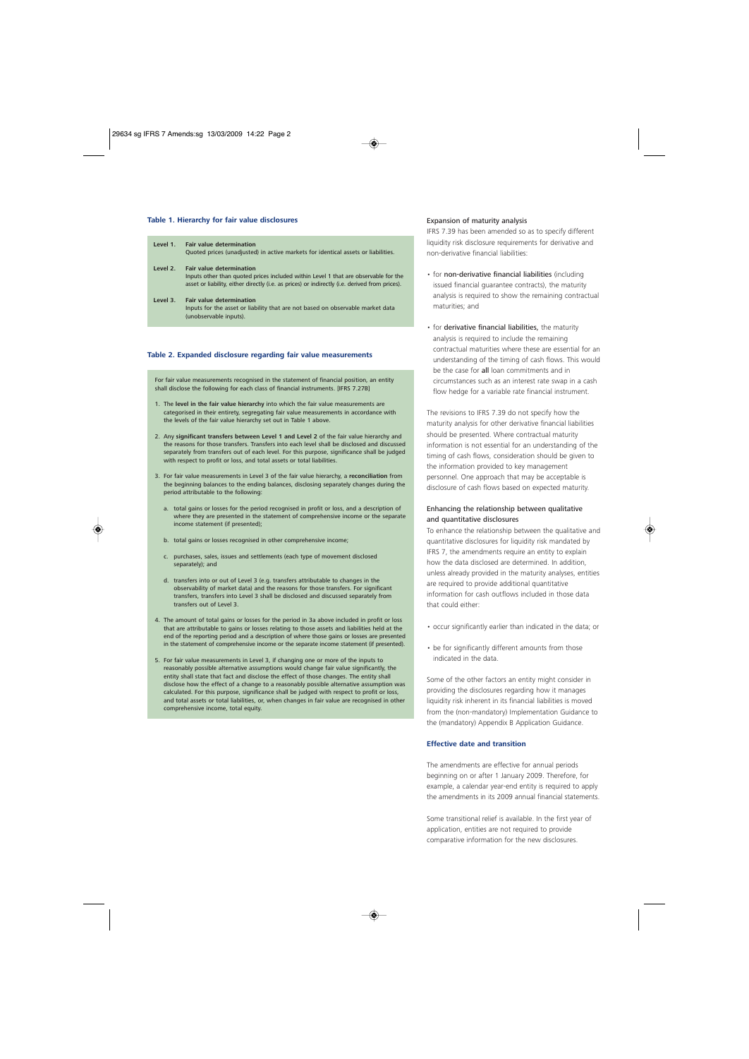### Table 1. Hierarchy for fair value disclosures

| Level | Fair value determination |
|---|---|
| Level 1. | **Fair value determination** Quoted prices (unadjusted) in active markets for identical assets or liabilities. |
| Level 2. | **Fair value determination** Inputs other than quoted prices included within Level 1 that are observable for the asset or liability, either directly (i.e. as prices) or indirectly (i.e. derived from prices). |
| Level 3. | **Fair value determination** Inputs for the asset or liability that are not based on observable market data (unobservable inputs). |

### Table 2. Expanded disclosure regarding fair value measurements

For fair value measurements recognised in the statement of financial position, an entity shall disclose the following for each class of financial instruments. [IFRS 7.27B]

1. The **level in the fair value hierarchy** into which the fair value measurements are categorised in their entirety, segregating fair value measurements in accordance with the levels of the fair value hierarchy set out in Table 1 above.

2. Any **significant transfers between Level 1 and Level 2** of the fair value hierarchy and the reasons for those transfers. Transfers into each level shall be disclosed and discussed separately from transfers out of each level. For this purpose, significance shall be judged with respect to profit or loss, and total assets or total liabilities.

3. For fair value measurements in Level 3 of the fair value hierarchy, a **reconciliation** from the beginning balances to the ending balances, disclosing separately changes during the period attributable to the following:

   a. total gains or losses for the period recognised in profit or loss, and a description of where they are presented in the statement of comprehensive income or the separate income statement (if presented);

   b. total gains or losses recognised in other comprehensive income;

   c. purchases, sales, issues and settlements (each type of movement disclosed separately); and

   d. transfers into or out of Level 3 (e.g. transfers attributable to changes in the observability of market data) and the reasons for those transfers. For significant transfers, transfers into Level 3 shall be disclosed and discussed separately from transfers out of Level 3.

4. The amount of total gains or losses for the period in 3a above included in profit or loss that are attributable to gains or losses relating to those assets and liabilities held at the end of the reporting period and a description of where those gains or losses are presented in the statement of comprehensive income or the separate income statement (if presented).

5. For fair value measurements in Level 3, if changing one or more of the inputs to reasonably possible alternative assumptions would change fair value significantly, the entity shall state that fact and disclose the effect of those changes. The entity shall disclose how the effect of a change to a reasonably possible alternative assumption was calculated. For this purpose, significance shall be judged with respect to profit or loss, and total assets or total liabilities, or, when changes in fair value are recognised in other comprehensive income, total equity.

### Expansion of maturity analysis

IFRS 7.39 has been amended so as to specify different liquidity risk disclosure requirements for derivative and non-derivative financial liabilities:

- for **non-derivative financial liabilities** (including issued financial guarantee contracts), the maturity analysis is required to show the remaining contractual maturities; and

- for **derivative financial liabilities**, the maturity analysis is required to include the remaining contractual maturities where these are essential for an understanding of the timing of cash flows. This would be the case for **all** loan commitments and in circumstances such as an interest rate swap in a cash flow hedge for a variable rate financial instrument.

The revisions to IFRS 7.39 do not specify how the maturity analysis for other derivative financial liabilities should be presented. Where contractual maturity information is not essential for an understanding of the timing of cash flows, consideration should be given to the information provided to key management personnel. One approach that may be acceptable is disclosure of cash flows based on expected maturity.

### Enhancing the relationship between qualitative and quantitative disclosures

To enhance the relationship between the qualitative and quantitative disclosures for liquidity risk mandated by IFRS 7, the amendments require an entity to explain how the data disclosed are determined. In addition, unless already provided in the maturity analyses, entities are required to provide additional quantitative information for cash outflows included in those data that could either:

- occur significantly earlier than indicated in the data; or

- be for significantly different amounts from those indicated in the data.

Some of the other factors an entity might consider in providing the disclosures regarding how it manages liquidity risk inherent in its financial liabilities is moved from the (non-mandatory) Implementation Guidance to the (mandatory) Appendix B Application Guidance.

### Effective date and transition

The amendments are effective for annual periods beginning on or after 1 January 2009. Therefore, for example, a calendar year-end entity is required to apply the amendments in its 2009 annual financial statements.

Some transitional relief is available. In the first year of application, entities are not required to provide comparative information for the new disclosures.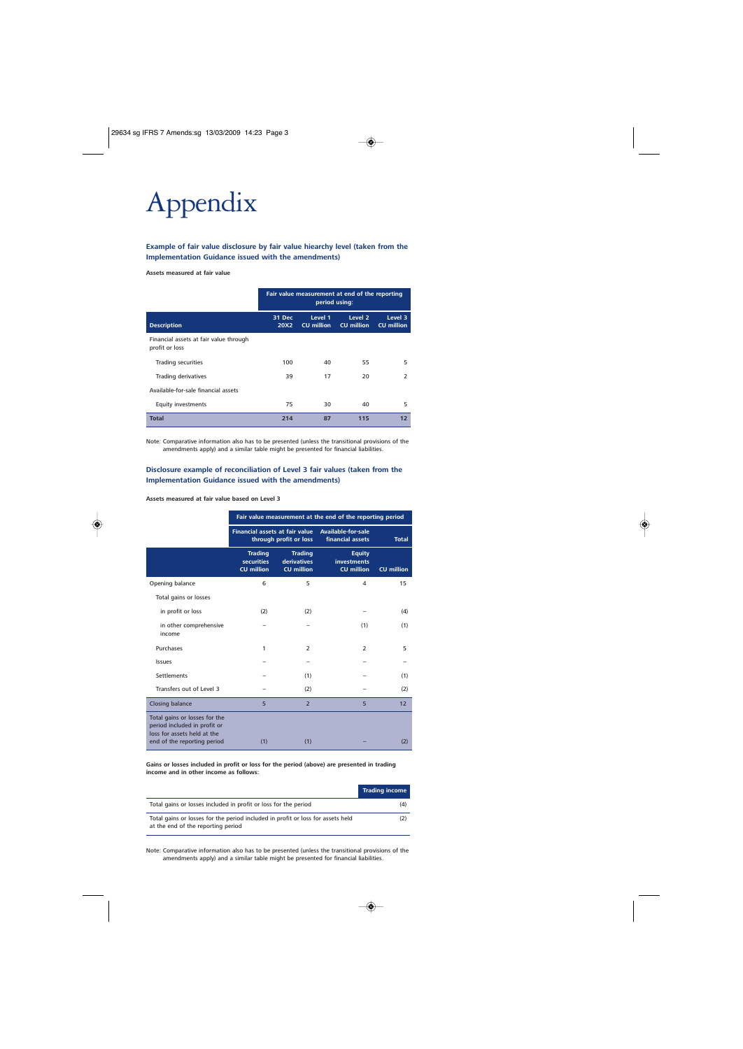# Appendix

### Example of fair value disclosure by fair value hiearchy level (taken from the Implementation Guidance issued with the amendments)

**Assets measured at fair value**

| | Fair value measurement at end of the reporting period using: | | | |
|---|---|---|---|---|
| **Description** | **31 Dec 20X2** | **Level 1 CU million** | **Level 2 CU million** | **Level 3 CU million** |
| Financial assets at fair value through profit or loss | | | | |
| Trading securities | 100 | 40 | 55 | 5 |
| Trading derivatives | 39 | 17 | 20 | 2 |
| Available-for-sale financial assets | | | | |
| Equity investments | 75 | 30 | 40 | 5 |
| **Total** | **214** | **87** | **115** | **12** |

Note: Comparative information also has to be presented (unless the transitional provisions of the amendments apply) and a similar table might be presented for financial liabilities.

### Disclosure example of reconciliation of Level 3 fair values (taken from the Implementation Guidance issued with the amendments)

**Assets measured at fair value based on Level 3**

| | Fair value measurement at the end of the reporting period | | | |
|---|---|---|---|---|
| | Financial assets at fair value through profit or loss | | Available-for-sale financial assets | Total |
| | **Trading securities CU million** | **Trading derivatives CU million** | **Equity investments CU million** | **CU million** |
| Opening balance | 6 | 5 | 4 | 15 |
| Total gains or losses | | | | |
| in profit or loss | (2) | (2) | – | (4) |
| in other comprehensive income | – | – | (1) | (1) |
| Purchases | 1 | 2 | 2 | 5 |
| Issues | – | – | – | – |
| Settlements | – | (1) | – | (1) |
| Transfers out of Level 3 | – | (2) | – | (2) |
| Closing balance | 5 | 2 | 5 | 12 |
| Total gains or losses for the period included in profit or loss for assets held at the end of the reporting period | (1) | (1) | – | (2) |

**Gains or losses included in profit or loss for the period (above) are presented in trading income and in other income as follows:**

| | Trading income |
|---|---|
| Total gains or losses included in profit or loss for the period | (4) |
| Total gains or losses for the period included in profit or loss for assets held at the end of the reporting period | (2) |

Note: Comparative information also has to be presented (unless the transitional provisions of the amendments apply) and a similar table might be presented for financial liabilities.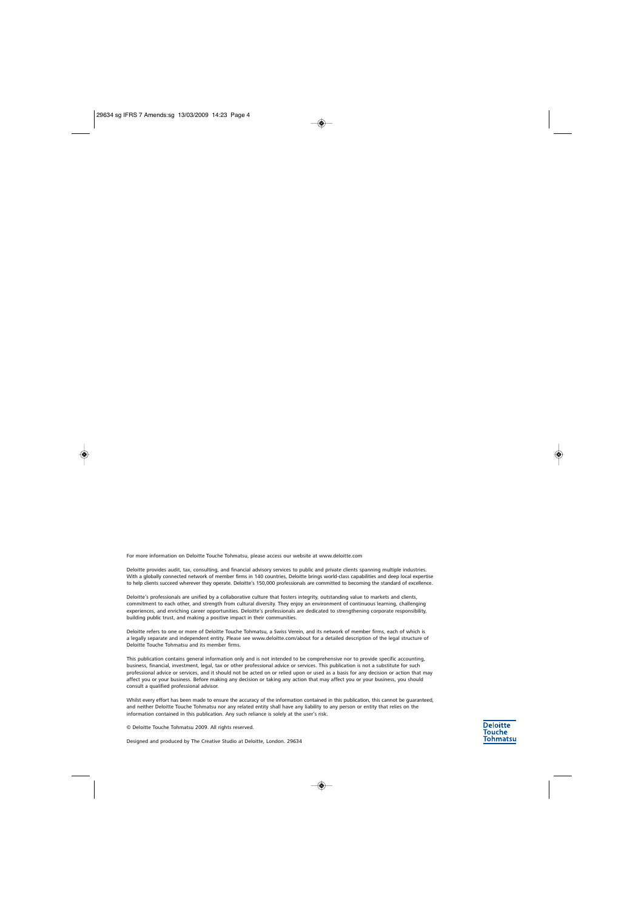For more information on Deloitte Touche Tohmatsu, please access our website at www.deloitte.com

Deloitte provides audit, tax, consulting, and financial advisory services to public and private clients spanning multiple industries. With a globally connected network of member firms in 140 countries, Deloitte brings world-class capabilities and deep local expertise to help clients succeed wherever they operate. Deloitte's 150,000 professionals are committed to becoming the standard of excellence.

Deloitte's professionals are unified by a collaborative culture that fosters integrity, outstanding value to markets and clients, commitment to each other, and strength from cultural diversity. They enjoy an environment of continuous learning, challenging experiences, and enriching career opportunities. Deloitte's professionals are dedicated to strengthening corporate responsibility, building public trust, and making a positive impact in their communities.

Deloitte refers to one or more of Deloitte Touche Tohmatsu, a Swiss Verein, and its network of member firms, each of which is a legally separate and independent entity. Please see www.deloitte.com/about for a detailed description of the legal structure of Deloitte Touche Tohmatsu and its member firms.

This publication contains general information only and is not intended to be comprehensive nor to provide specific accounting, business, financial, investment, legal, tax or other professional advice or services. This publication is not a substitute for such professional advice or services, and it should not be acted on or relied upon or used as a basis for any decision or action that may affect you or your business. Before making any decision or taking any action that may affect you or your business, you should consult a qualified professional advisor.

Whilst every effort has been made to ensure the accuracy of the information contained in this publication, this cannot be guaranteed, and neither Deloitte Touche Tohmatsu nor any related entity shall have any liability to any person or entity that relies on the information contained in this publication. Any such reliance is solely at the user's risk.

© Deloitte Touche Tohmatsu 2009. All rights reserved.

Designed and produced by The Creative Studio at Deloitte, London. 29634

Deloitte
Touche
Tohmatsu